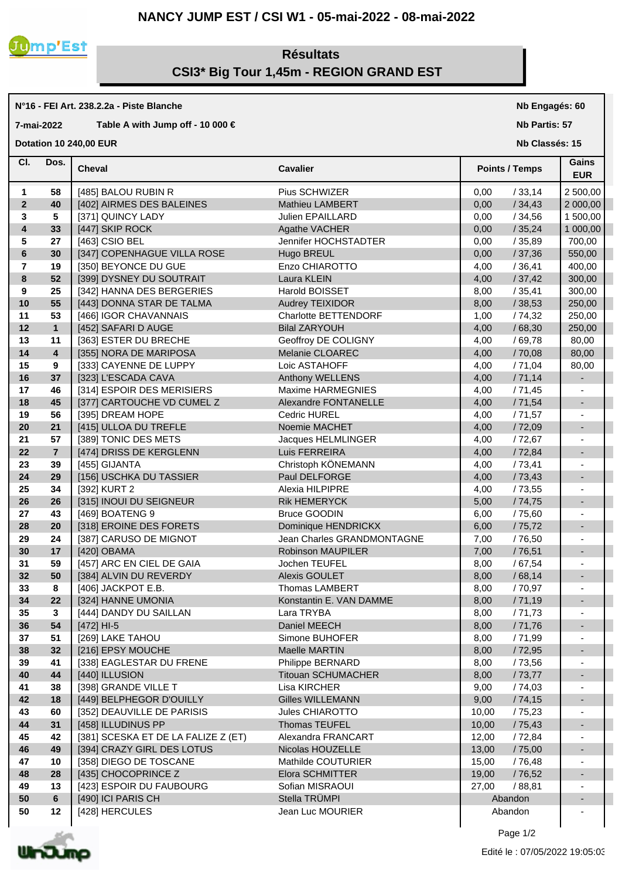# NANCY JUMP EST / CSI W1 - 05-mai-2022 - 08-mai-2022

## Résultats
## CSI3* Big Tour 1,45m - REGION GRAND EST

**N°16 - FEI Art. 238.2.2a - Piste Blanche**

**7-mai-2022** — **Table A with Jump off - 10 000 €**

**Dotation 10 240,00 EUR**

**Nb Engagés: 60**
**Nb Partis: 57**
**Nb Classés: 15**

| Cl. | Dos. | Cheval | Cavalier | Points | Temps | Gains EUR |
|---|---|---|---|---|---|---|
| 1 | 58 | [485] BALOU RUBIN R | Pius SCHWIZER | 0,00 | / 33,14 | 2 500,00 |
| 2 | 40 | [402] AIRMES DES BALEINES | Mathieu LAMBERT | 0,00 | / 34,43 | 2 000,00 |
| 3 | 5 | [371] QUINCY LADY | Julien EPAILLARD | 0,00 | / 34,56 | 1 500,00 |
| 4 | 33 | [447] SKIP ROCK | Agathe VACHER | 0,00 | / 35,24 | 1 000,00 |
| 5 | 27 | [463] CSIO BEL | Jennifer HOCHSTADTER | 0,00 | / 35,89 | 700,00 |
| 6 | 30 | [347] COPENHAGUE VILLA ROSE | Hugo BREUL | 0,00 | / 37,36 | 550,00 |
| 7 | 19 | [350] BEYONCE DU GUE | Enzo CHIAROTTO | 4,00 | / 36,41 | 400,00 |
| 8 | 52 | [399] DYSNEY DU SOUTRAIT | Laura KLEIN | 4,00 | / 37,42 | 300,00 |
| 9 | 25 | [342] HANNA DES BERGERIES | Harold BOISSET | 8,00 | / 35,41 | 300,00 |
| 10 | 55 | [443] DONNA STAR DE TALMA | Audrey TEIXIDOR | 8,00 | / 38,53 | 250,00 |
| 11 | 53 | [466] IGOR CHAVANNAIS | Charlotte BETTENDORF | 1,00 | / 74,32 | 250,00 |
| 12 | 1 | [452] SAFARI D AUGE | Bilal ZARYOUH | 4,00 | / 68,30 | 250,00 |
| 13 | 11 | [363] ESTER DU BRECHE | Geoffroy DE COLIGNY | 4,00 | / 69,78 | 80,00 |
| 14 | 4 | [355] NORA DE MARIPOSA | Melanie CLOAREC | 4,00 | / 70,08 | 80,00 |
| 15 | 9 | [333] CAYENNE DE LUPPY | Loic ASTAHOFF | 4,00 | / 71,04 | 80,00 |
| 16 | 37 | [323] L'ESCADA CAVA | Anthony WELLENS | 4,00 | / 71,14 | - |
| 17 | 46 | [314] ESPOIR DES MERISIERS | Maxime HARMEGNIES | 4,00 | / 71,45 | - |
| 18 | 45 | [377] CARTOUCHE VD CUMEL Z | Alexandre FONTANELLE | 4,00 | / 71,54 | - |
| 19 | 56 | [395] DREAM HOPE | Cedric HUREL | 4,00 | / 71,57 | - |
| 20 | 21 | [415] ULLOA DU TREFLE | Noemie MACHET | 4,00 | / 72,09 | - |
| 21 | 57 | [389] TONIC DES METS | Jacques HELMLINGER | 4,00 | / 72,67 | - |
| 22 | 7 | [474] DRISS DE KERGLENN | Luis FERREIRA | 4,00 | / 72,84 | - |
| 23 | 39 | [455] GIJANTA | Christoph KÖNEMANN | 4,00 | / 73,41 | - |
| 24 | 29 | [156] USCHKA DU TASSIER | Paul DELFORGE | 4,00 | / 73,43 | - |
| 25 | 34 | [392] KURT 2 | Alexia HILPIPRE | 4,00 | / 73,55 | - |
| 26 | 26 | [315] INOUI DU SEIGNEUR | Rik HEMERYCK | 5,00 | / 74,75 | - |
| 27 | 43 | [469] BOATENG 9 | Bruce GOODIN | 6,00 | / 75,60 | - |
| 28 | 20 | [318] EROINE DES FORETS | Dominique HENDRICKX | 6,00 | / 75,72 | - |
| 29 | 24 | [387] CARUSO DE MIGNOT | Jean Charles GRANDMONTAGNE | 7,00 | / 76,50 | - |
| 30 | 17 | [420] OBAMA | Robinson MAUPILER | 7,00 | / 76,51 | - |
| 31 | 59 | [457] ARC EN CIEL DE GAIA | Jochen TEUFEL | 8,00 | / 67,54 | - |
| 32 | 50 | [384] ALVIN DU REVERDY | Alexis GOULET | 8,00 | / 68,14 | - |
| 33 | 8 | [406] JACKPOT E.B. | Thomas LAMBERT | 8,00 | / 70,97 | - |
| 34 | 22 | [324] HANNE UMONIA | Konstantin E. VAN DAMME | 8,00 | / 71,19 | - |
| 35 | 3 | [444] DANDY DU SAILLAN | Lara TRYBA | 8,00 | / 71,73 | - |
| 36 | 54 | [472] HI-5 | Daniel MEECH | 8,00 | / 71,76 | - |
| 37 | 51 | [269] LAKE TAHOU | Simone BUHOFER | 8,00 | / 71,99 | - |
| 38 | 32 | [216] EPSY MOUCHE | Maelle MARTIN | 8,00 | / 72,95 | - |
| 39 | 41 | [338] EAGLESTAR DU FRENE | Philippe BERNARD | 8,00 | / 73,56 | - |
| 40 | 44 | [440] ILLUSION | Titouan SCHUMACHER | 8,00 | / 73,77 | - |
| 41 | 38 | [398] GRANDE VILLE T | Lisa KIRCHER | 9,00 | / 74,03 | - |
| 42 | 18 | [449] BELPHEGOR D'OUILLY | Gilles WILLEMANN | 9,00 | / 74,15 | - |
| 43 | 60 | [352] DEAUVILLE DE PARISIS | Jules CHIAROTTO | 10,00 | / 75,23 | - |
| 44 | 31 | [458] ILLUDINUS PP | Thomas TEUFEL | 10,00 | / 75,43 | - |
| 45 | 42 | [381] SCESKA ET DE LA FALIZE Z (ET) | Alexandra FRANCART | 12,00 | / 72,84 | - |
| 46 | 49 | [394] CRAZY GIRL DES LOTUS | Nicolas HOUZELLE | 13,00 | / 75,00 | - |
| 47 | 10 | [358] DIEGO DE TOSCANE | Mathilde COUTURIER | 15,00 | / 76,48 | - |
| 48 | 28 | [435] CHOCOPRINCE Z | Elora SCHMITTER | 19,00 | / 76,52 | - |
| 49 | 13 | [423] ESPOIR DU FAUBOURG | Sofian MISRAOUI | 27,00 | / 88,81 | - |
| 50 | 6 | [490] ICI PARIS CH | Stella TRÜMPI | Abandon | | - |
| 50 | 12 | [428] HERCULES | Jean Luc MOURIER | Abandon | | - |

Edité le : 07/05/2022 19:05:03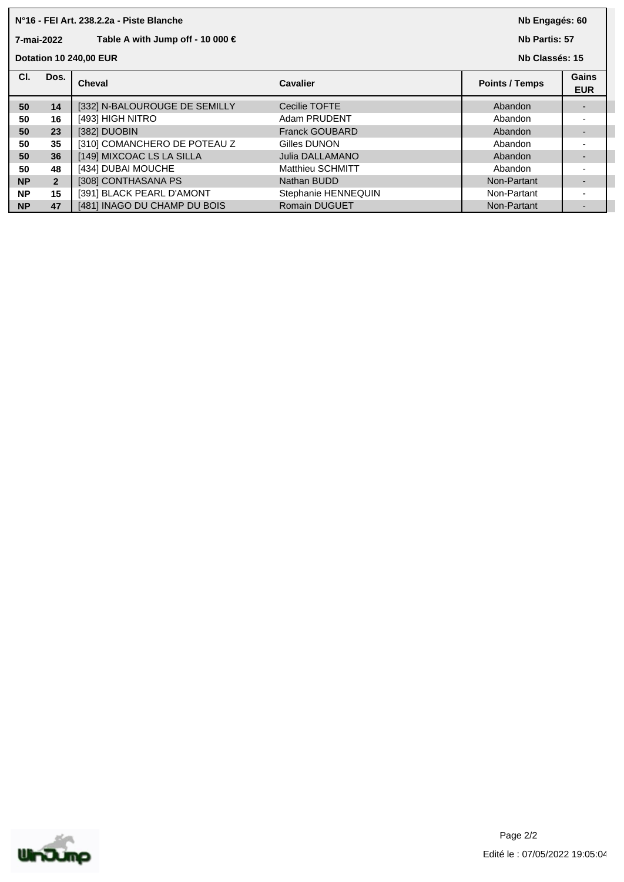**N°16 - FEI Art. 238.2.2a - Piste Blanche**

**7-mai-2022** **Table A with Jump off - 10 000 €**

**Dotation 10 240,00 EUR**

**Nb Engagés: 60**

**Nb Partis: 57**

**Nb Classés: 15**

| Cl. | Dos. | Cheval | Cavalier | Points / Temps | Gains EUR |
|---|---|---|---|---|---|
| 50 | 14 | [332] N-BALOUROUGE DE SEMILLY | Cecilie TOFTE | Abandon | - |
| 50 | 16 | [493] HIGH NITRO | Adam PRUDENT | Abandon | - |
| 50 | 23 | [382] DUOBIN | Franck GOUBARD | Abandon | - |
| 50 | 35 | [310] COMANCHERO DE POTEAU Z | Gilles DUNON | Abandon | - |
| 50 | 36 | [149] MIXCOAC LS LA SILLA | Julia DALLAMANO | Abandon | - |
| 50 | 48 | [434] DUBAI MOUCHE | Matthieu SCHMITT | Abandon | - |
| NP | 2 | [308] CONTHASANA PS | Nathan BUDD | Non-Partant | - |
| NP | 15 | [391] BLACK PEARL D'AMONT | Stephanie HENNEQUIN | Non-Partant | - |
| NP | 47 | [481] INAGO DU CHAMP DU BOIS | Romain DUGUET | Non-Partant | - |

Edité le : 07/05/2022 19:05:04